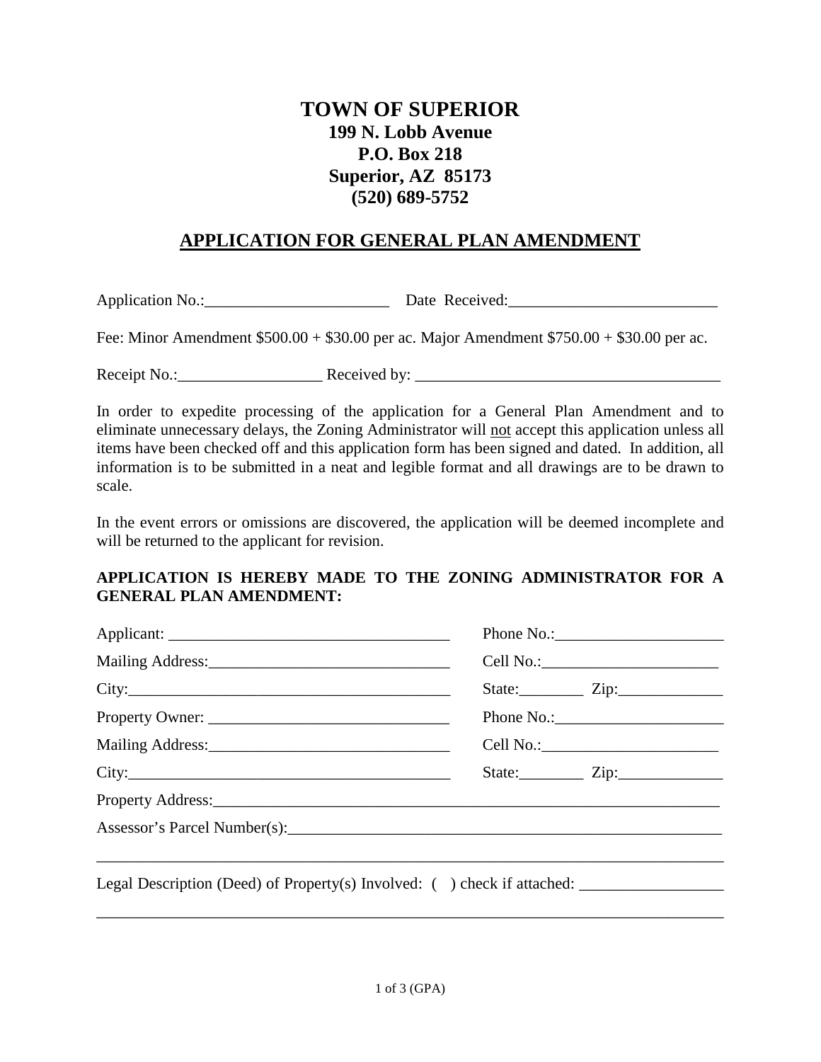# TOWN OF SUPERIOR

**199 N. Lobb Avenue**
**P.O. Box 218**
**Superior, AZ 85173**
**(520) 689-5752**

## APPLICATION FOR GENERAL PLAN AMENDMENT

Application No.:_______________________ Date Received:__________________________

Fee: Minor Amendment $500.00 + $30.00 per ac. Major Amendment $750.00 + $30.00 per ac.

Receipt No.:__________________ Received by: ______________________________________

In order to expedite processing of the application for a General Plan Amendment and to eliminate unnecessary delays, the Zoning Administrator will not accept this application unless all items have been checked off and this application form has been signed and dated. In addition, all information is to be submitted in a neat and legible format and all drawings are to be drawn to scale.

In the event errors or omissions are discovered, the application will be deemed incomplete and will be returned to the applicant for revision.

**APPLICATION IS HEREBY MADE TO THE ZONING ADMINISTRATOR FOR A GENERAL PLAN AMENDMENT:**

Applicant: ___________________________________ Phone No.:_____________________

Mailing Address:______________________________ Cell No.:______________________

City:_________________________________________ State:________ Zip:_____________

Property Owner: ______________________________ Phone No.:_____________________

Mailing Address:______________________________ Cell No.:______________________

City:_________________________________________ State:________ Zip:_____________

Property Address:___________________________________________________________________

Assessor's Parcel Number(s):________________________________________________________

_______________________________________________________________________________

Legal Description (Deed) of Property(s) Involved: ( ) check if attached: __________________

_______________________________________________________________________________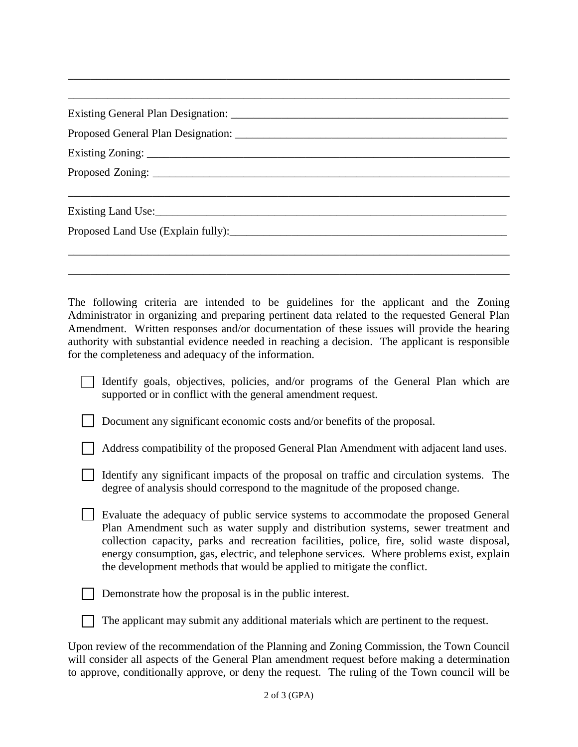\_\_\_\_\_\_\_\_\_\_\_\_\_\_\_\_\_\_\_\_\_\_\_\_\_\_\_\_\_\_\_\_\_\_\_\_\_\_\_\_\_\_\_\_\_\_\_\_\_\_\_\_\_\_\_\_\_\_\_\_\_\_\_\_\_\_\_\_\_\_\_\_\_\_\_\_\_\_

\_\_\_\_\_\_\_\_\_\_\_\_\_\_\_\_\_\_\_\_\_\_\_\_\_\_\_\_\_\_\_\_\_\_\_\_\_\_\_\_\_\_\_\_\_\_\_\_\_\_\_\_\_\_\_\_\_\_\_\_\_\_\_\_\_\_\_\_\_\_\_\_\_\_\_\_\_\_

Existing General Plan Designation: \_\_\_\_\_\_\_\_\_\_\_\_\_\_\_\_\_\_\_\_\_\_\_\_\_\_\_\_\_\_\_\_\_\_\_\_\_\_\_\_\_\_\_\_\_\_\_\_

Proposed General Plan Designation: \_\_\_\_\_\_\_\_\_\_\_\_\_\_\_\_\_\_\_\_\_\_\_\_\_\_\_\_\_\_\_\_\_\_\_\_\_\_\_\_\_\_\_\_\_\_\_

Existing Zoning: \_\_\_\_\_\_\_\_\_\_\_\_\_\_\_\_\_\_\_\_\_\_\_\_\_\_\_\_\_\_\_\_\_\_\_\_\_\_\_\_\_\_\_\_\_\_\_\_\_\_\_\_\_\_\_\_\_\_\_\_\_\_\_

Proposed Zoning: \_\_\_\_\_\_\_\_\_\_\_\_\_\_\_\_\_\_\_\_\_\_\_\_\_\_\_\_\_\_\_\_\_\_\_\_\_\_\_\_\_\_\_\_\_\_\_\_\_\_\_\_\_\_\_\_\_\_\_\_\_\_

\_\_\_\_\_\_\_\_\_\_\_\_\_\_\_\_\_\_\_\_\_\_\_\_\_\_\_\_\_\_\_\_\_\_\_\_\_\_\_\_\_\_\_\_\_\_\_\_\_\_\_\_\_\_\_\_\_\_\_\_\_\_\_\_\_\_\_\_\_\_\_\_\_\_\_\_\_\_

Existing Land Use: \_\_\_\_\_\_\_\_\_\_\_\_\_\_\_\_\_\_\_\_\_\_\_\_\_\_\_\_\_\_\_\_\_\_\_\_\_\_\_\_\_\_\_\_\_\_\_\_\_\_\_\_\_\_\_\_\_\_\_\_\_

Proposed Land Use (Explain fully): \_\_\_\_\_\_\_\_\_\_\_\_\_\_\_\_\_\_\_\_\_\_\_\_\_\_\_\_\_\_\_\_\_\_\_\_\_\_\_\_\_\_\_\_\_\_\_\_

\_\_\_\_\_\_\_\_\_\_\_\_\_\_\_\_\_\_\_\_\_\_\_\_\_\_\_\_\_\_\_\_\_\_\_\_\_\_\_\_\_\_\_\_\_\_\_\_\_\_\_\_\_\_\_\_\_\_\_\_\_\_\_\_\_\_\_\_\_\_\_\_\_\_\_\_\_\_

\_\_\_\_\_\_\_\_\_\_\_\_\_\_\_\_\_\_\_\_\_\_\_\_\_\_\_\_\_\_\_\_\_\_\_\_\_\_\_\_\_\_\_\_\_\_\_\_\_\_\_\_\_\_\_\_\_\_\_\_\_\_\_\_\_\_\_\_\_\_\_\_\_\_\_\_\_\_

The following criteria are intended to be guidelines for the applicant and the Zoning Administrator in organizing and preparing pertinent data related to the requested General Plan Amendment. Written responses and/or documentation of these issues will provide the hearing authority with substantial evidence needed in reaching a decision. The applicant is responsible for the completeness and adequacy of the information.

- ☐ Identify goals, objectives, policies, and/or programs of the General Plan which are supported or in conflict with the general amendment request.
- ☐ Document any significant economic costs and/or benefits of the proposal.
- ☐ Address compatibility of the proposed General Plan Amendment with adjacent land uses.
- ☐ Identify any significant impacts of the proposal on traffic and circulation systems. The degree of analysis should correspond to the magnitude of the proposed change.
- ☐ Evaluate the adequacy of public service systems to accommodate the proposed General Plan Amendment such as water supply and distribution systems, sewer treatment and collection capacity, parks and recreation facilities, police, fire, solid waste disposal, energy consumption, gas, electric, and telephone services. Where problems exist, explain the development methods that would be applied to mitigate the conflict.
- ☐ Demonstrate how the proposal is in the public interest.
- ☐ The applicant may submit any additional materials which are pertinent to the request.

Upon review of the recommendation of the Planning and Zoning Commission, the Town Council will consider all aspects of the General Plan amendment request before making a determination to approve, conditionally approve, or deny the request. The ruling of the Town council will be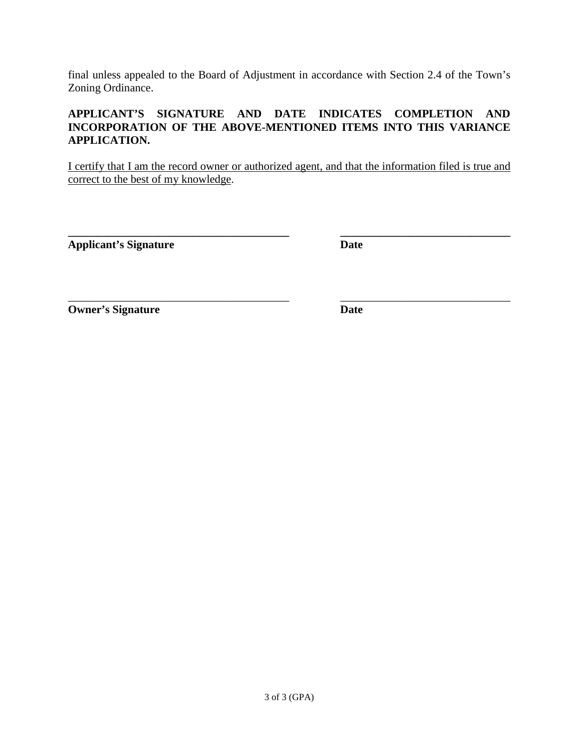final unless appealed to the Board of Adjustment in accordance with Section 2.4 of the Town's Zoning Ordinance.

**APPLICANT'S SIGNATURE AND DATE INDICATES COMPLETION AND INCORPORATION OF THE ABOVE-MENTIONED ITEMS INTO THIS VARIANCE APPLICATION.**

<u>I certify that I am the record owner or authorized agent, and that the information filed is true and correct to the best of my knowledge</u>.

________________________________________ ________________________________

**Applicant's Signature** **Date**

________________________________________ ________________________________

**Owner's Signature** **Date**